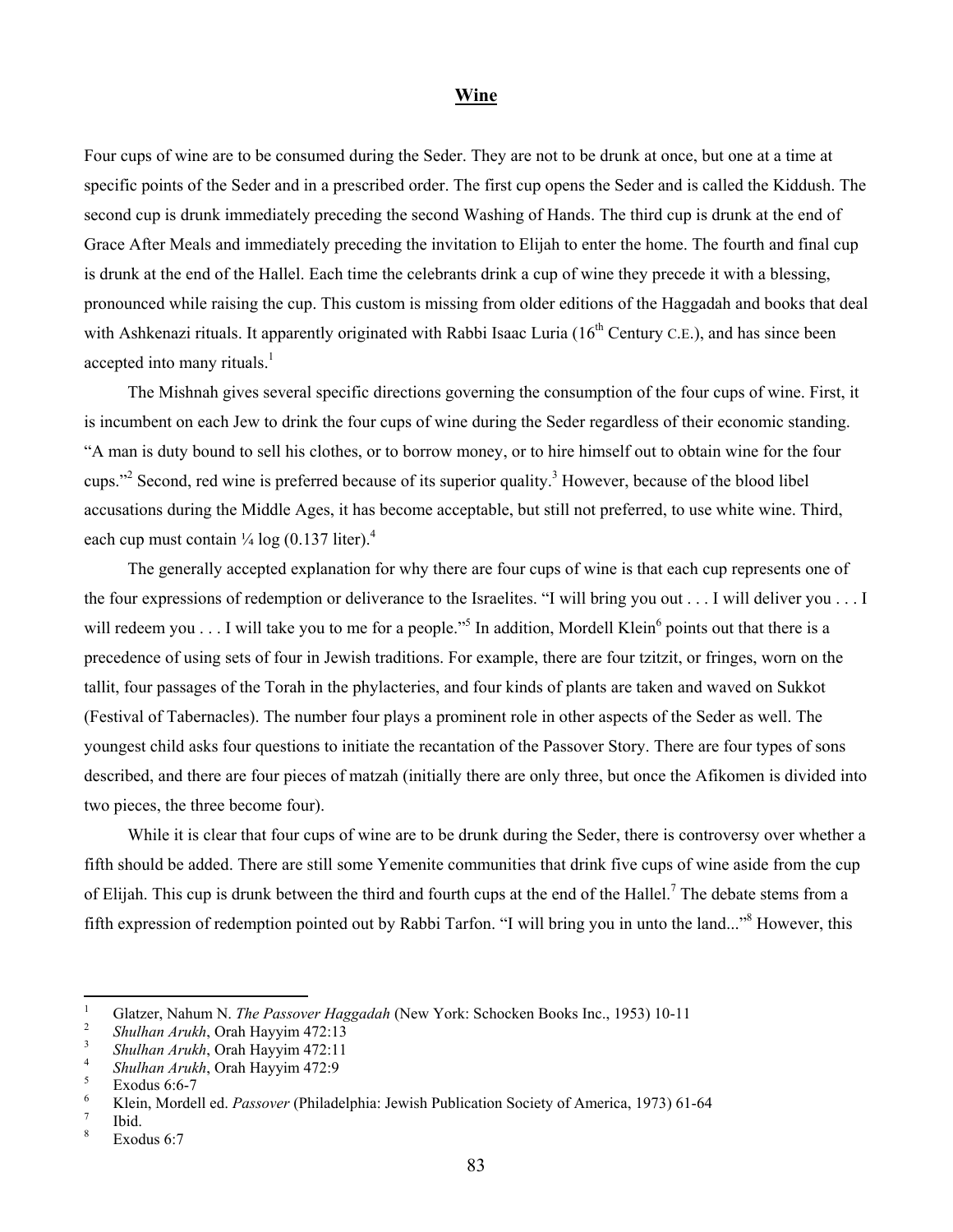## Wine

Four cups of wine are to be consumed during the Seder. They are not to be drunk at once, but one at a time at specific points of the Seder and in a prescribed order. The first cup opens the Seder and is called the Kiddush. The second cup is drunk immediately preceding the second Washing of Hands. The third cup is drunk at the end of Grace After Meals and immediately preceding the invitation to Elijah to enter the home. The fourth and final cup is drunk at the end of the Hallel. Each time the celebrants drink a cup of wine they precede it with a blessing, pronounced while raising the cup. This custom is missing from older editions of the Haggadah and books that deal with Ashkenazi rituals. It apparently originated with Rabbi Isaac Luria (16th Century C.E.), and has since been accepted into many rituals.[1]

The Mishnah gives several specific directions governing the consumption of the four cups of wine. First, it is incumbent on each Jew to drink the four cups of wine during the Seder regardless of their economic standing. "A man is duty bound to sell his clothes, or to borrow money, or to hire himself out to obtain wine for the four cups."[2] Second, red wine is preferred because of its superior quality.[3] However, because of the blood libel accusations during the Middle Ages, it has become acceptable, but still not preferred, to use white wine. Third, each cup must contain ¼ log (0.137 liter).[4]

The generally accepted explanation for why there are four cups of wine is that each cup represents one of the four expressions of redemption or deliverance to the Israelites. "I will bring you out . . . I will deliver you . . . I will redeem you . . . I will take you to me for a people."[5] In addition, Mordell Klein[6] points out that there is a precedence of using sets of four in Jewish traditions. For example, there are four tzitzit, or fringes, worn on the tallit, four passages of the Torah in the phylacteries, and four kinds of plants are taken and waved on Sukkot (Festival of Tabernacles). The number four plays a prominent role in other aspects of the Seder as well. The youngest child asks four questions to initiate the recantation of the Passover Story. There are four types of sons described, and there are four pieces of matzah (initially there are only three, but once the Afikomen is divided into two pieces, the three become four).

While it is clear that four cups of wine are to be drunk during the Seder, there is controversy over whether a fifth should be added. There are still some Yemenite communities that drink five cups of wine aside from the cup of Elijah. This cup is drunk between the third and fourth cups at the end of the Hallel.[7] The debate stems from a fifth expression of redemption pointed out by Rabbi Tarfon. "I will bring you in unto the land..."[8] However, this

---

[1] Glatzer, Nahum N. *The Passover Haggadah* (New York: Schocken Books Inc., 1953) 10-11

[2] *Shulhan Arukh*, Orah Hayyim 472:13

[3] *Shulhan Arukh*, Orah Hayyim 472:11

[4] *Shulhan Arukh*, Orah Hayyim 472:9

[5] Exodus 6:6-7

[6] Klein, Mordell ed. *Passover* (Philadelphia: Jewish Publication Society of America, 1973) 61-64

[7] Ibid.

[8] Exodus 6:7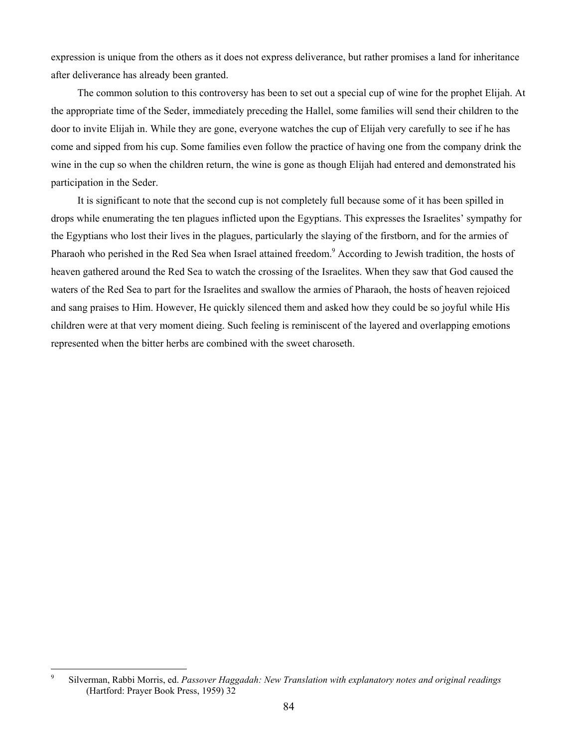expression is unique from the others as it does not express deliverance, but rather promises a land for inheritance after deliverance has already been granted.

The common solution to this controversy has been to set out a special cup of wine for the prophet Elijah. At the appropriate time of the Seder, immediately preceding the Hallel, some families will send their children to the door to invite Elijah in. While they are gone, everyone watches the cup of Elijah very carefully to see if he has come and sipped from his cup. Some families even follow the practice of having one from the company drink the wine in the cup so when the children return, the wine is gone as though Elijah had entered and demonstrated his participation in the Seder.

It is significant to note that the second cup is not completely full because some of it has been spilled in drops while enumerating the ten plagues inflicted upon the Egyptians. This expresses the Israelites' sympathy for the Egyptians who lost their lives in the plagues, particularly the slaying of the firstborn, and for the armies of Pharaoh who perished in the Red Sea when Israel attained freedom.[9] According to Jewish tradition, the hosts of heaven gathered around the Red Sea to watch the crossing of the Israelites. When they saw that God caused the waters of the Red Sea to part for the Israelites and swallow the armies of Pharaoh, the hosts of heaven rejoiced and sang praises to Him. However, He quickly silenced them and asked how they could be so joyful while His children were at that very moment dieing. Such feeling is reminiscent of the layered and overlapping emotions represented when the bitter herbs are combined with the sweet charoseth.

---

[9] Silverman, Rabbi Morris, ed. *Passover Haggadah: New Translation with explanatory notes and original readings* (Hartford: Prayer Book Press, 1959) 32